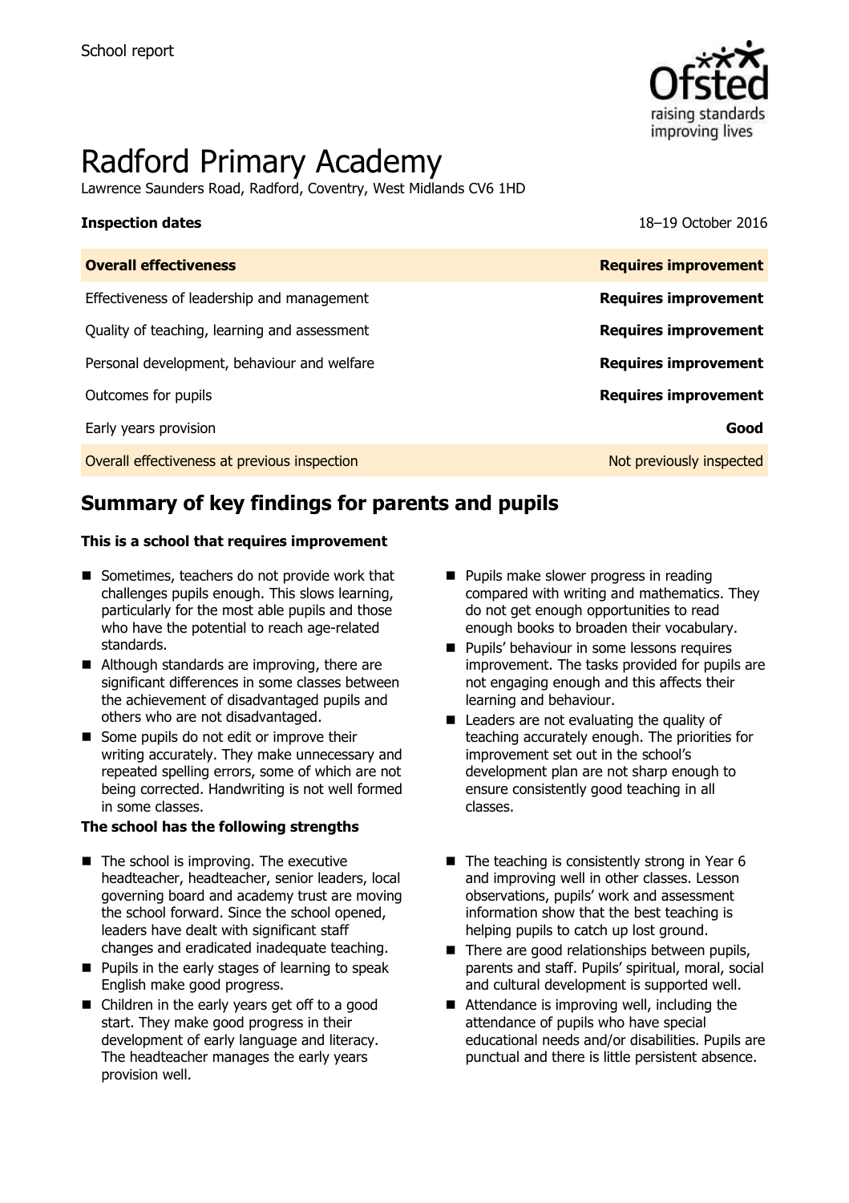School report

# Radford Primary Academy

Lawrence Saunders Road, Radford, Coventry, West Midlands CV6 1HD

**Inspection dates** 18–19 October 2016

| **Overall effectiveness** | **Requires improvement** |
| --- | --- |
| Effectiveness of leadership and management | **Requires improvement** |
| Quality of teaching, learning and assessment | **Requires improvement** |
| Personal development, behaviour and welfare | **Requires improvement** |
| Outcomes for pupils | **Requires improvement** |
| Early years provision | **Good** |
| Overall effectiveness at previous inspection | Not previously inspected |

## Summary of key findings for parents and pupils

**This is a school that requires improvement**

- Sometimes, teachers do not provide work that challenges pupils enough. This slows learning, particularly for the most able pupils and those who have the potential to reach age-related standards.
- Although standards are improving, there are significant differences in some classes between the achievement of disadvantaged pupils and others who are not disadvantaged.
- Some pupils do not edit or improve their writing accurately. They make unnecessary and repeated spelling errors, some of which are not being corrected. Handwriting is not well formed in some classes.
- Pupils make slower progress in reading compared with writing and mathematics. They do not get enough opportunities to read enough books to broaden their vocabulary.
- Pupils' behaviour in some lessons requires improvement. The tasks provided for pupils are not engaging enough and this affects their learning and behaviour.
- Leaders are not evaluating the quality of teaching accurately enough. The priorities for improvement set out in the school's development plan are not sharp enough to ensure consistently good teaching in all classes.

**The school has the following strengths**

- The school is improving. The executive headteacher, headteacher, senior leaders, local governing board and academy trust are moving the school forward. Since the school opened, leaders have dealt with significant staff changes and eradicated inadequate teaching.
- Pupils in the early stages of learning to speak English make good progress.
- Children in the early years get off to a good start. They make good progress in their development of early language and literacy. The headteacher manages the early years provision well.
- The teaching is consistently strong in Year 6 and improving well in other classes. Lesson observations, pupils' work and assessment information show that the best teaching is helping pupils to catch up lost ground.
- There are good relationships between pupils, parents and staff. Pupils' spiritual, moral, social and cultural development is supported well.
- Attendance is improving well, including the attendance of pupils who have special educational needs and/or disabilities. Pupils are punctual and there is little persistent absence.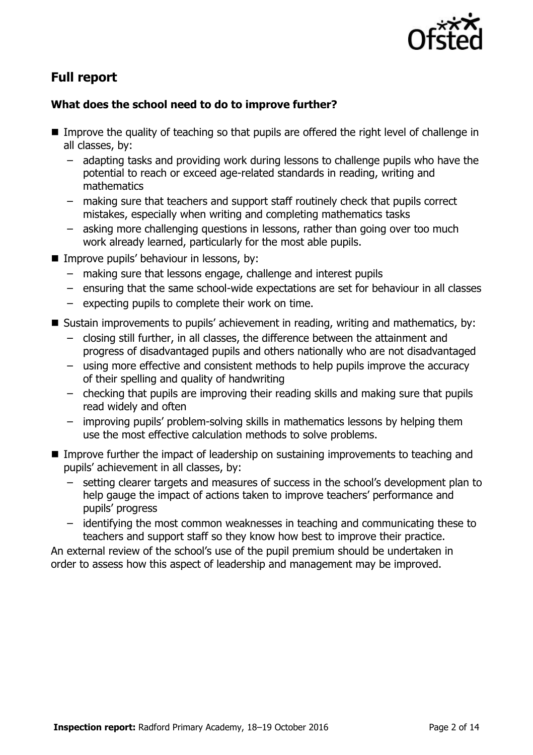## Full report

### What does the school need to do to improve further?

- Improve the quality of teaching so that pupils are offered the right level of challenge in all classes, by:
  - adapting tasks and providing work during lessons to challenge pupils who have the potential to reach or exceed age-related standards in reading, writing and mathematics
  - making sure that teachers and support staff routinely check that pupils correct mistakes, especially when writing and completing mathematics tasks
  - asking more challenging questions in lessons, rather than going over too much work already learned, particularly for the most able pupils.
- Improve pupils' behaviour in lessons, by:
  - making sure that lessons engage, challenge and interest pupils
  - ensuring that the same school-wide expectations are set for behaviour in all classes
  - expecting pupils to complete their work on time.
- Sustain improvements to pupils' achievement in reading, writing and mathematics, by:
  - closing still further, in all classes, the difference between the attainment and progress of disadvantaged pupils and others nationally who are not disadvantaged
  - using more effective and consistent methods to help pupils improve the accuracy of their spelling and quality of handwriting
  - checking that pupils are improving their reading skills and making sure that pupils read widely and often
  - improving pupils' problem-solving skills in mathematics lessons by helping them use the most effective calculation methods to solve problems.
- Improve further the impact of leadership on sustaining improvements to teaching and pupils' achievement in all classes, by:
  - setting clearer targets and measures of success in the school's development plan to help gauge the impact of actions taken to improve teachers' performance and pupils' progress
  - identifying the most common weaknesses in teaching and communicating these to teachers and support staff so they know how best to improve their practice.

An external review of the school's use of the pupil premium should be undertaken in order to assess how this aspect of leadership and management may be improved.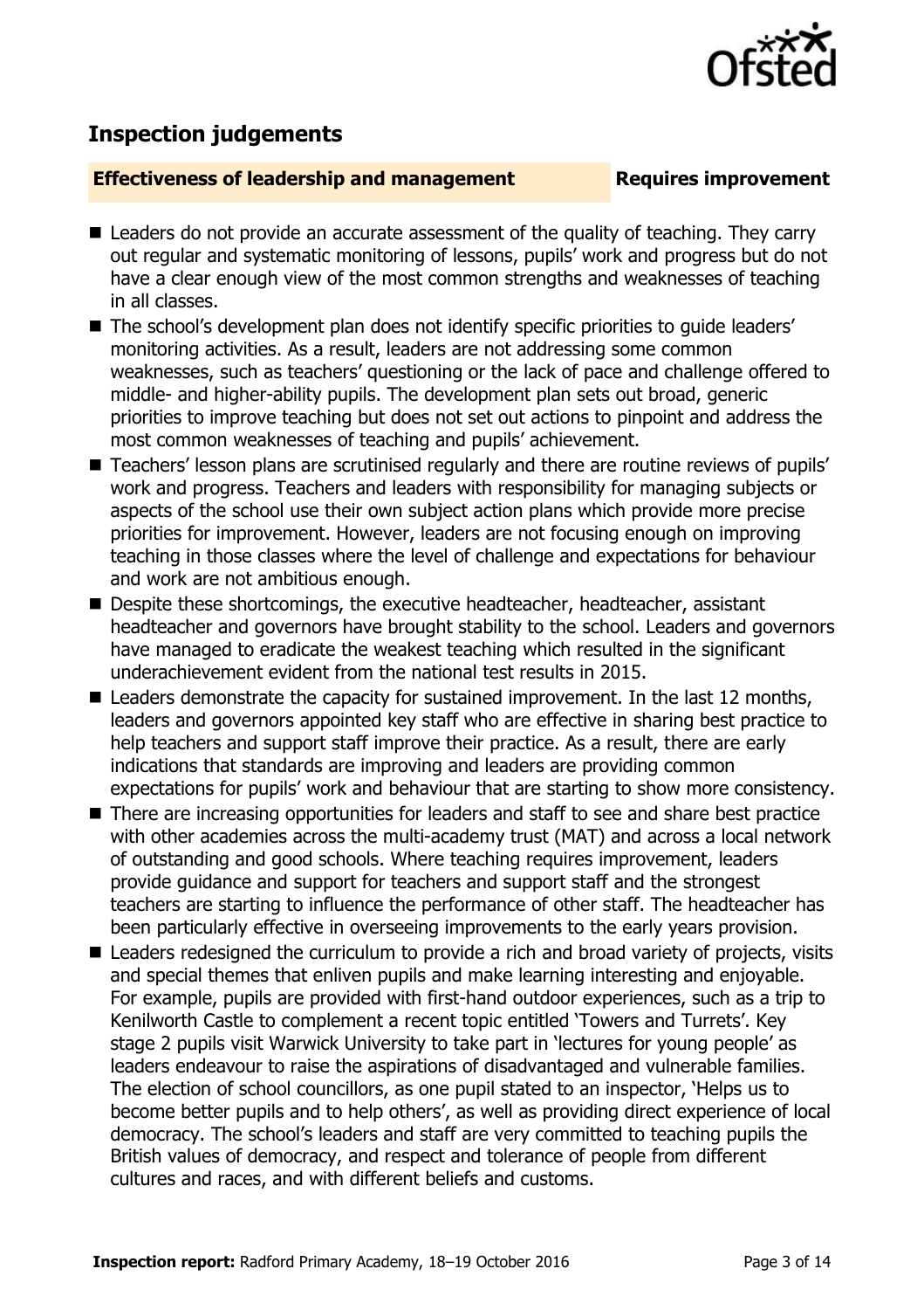## Inspection judgements

**Effectiveness of leadership and management** **Requires improvement**

- Leaders do not provide an accurate assessment of the quality of teaching. They carry out regular and systematic monitoring of lessons, pupils' work and progress but do not have a clear enough view of the most common strengths and weaknesses of teaching in all classes.
- The school's development plan does not identify specific priorities to guide leaders' monitoring activities. As a result, leaders are not addressing some common weaknesses, such as teachers' questioning or the lack of pace and challenge offered to middle- and higher-ability pupils. The development plan sets out broad, generic priorities to improve teaching but does not set out actions to pinpoint and address the most common weaknesses of teaching and pupils' achievement.
- Teachers' lesson plans are scrutinised regularly and there are routine reviews of pupils' work and progress. Teachers and leaders with responsibility for managing subjects or aspects of the school use their own subject action plans which provide more precise priorities for improvement. However, leaders are not focusing enough on improving teaching in those classes where the level of challenge and expectations for behaviour and work are not ambitious enough.
- Despite these shortcomings, the executive headteacher, headteacher, assistant headteacher and governors have brought stability to the school. Leaders and governors have managed to eradicate the weakest teaching which resulted in the significant underachievement evident from the national test results in 2015.
- Leaders demonstrate the capacity for sustained improvement. In the last 12 months, leaders and governors appointed key staff who are effective in sharing best practice to help teachers and support staff improve their practice. As a result, there are early indications that standards are improving and leaders are providing common expectations for pupils' work and behaviour that are starting to show more consistency.
- There are increasing opportunities for leaders and staff to see and share best practice with other academies across the multi-academy trust (MAT) and across a local network of outstanding and good schools. Where teaching requires improvement, leaders provide guidance and support for teachers and support staff and the strongest teachers are starting to influence the performance of other staff. The headteacher has been particularly effective in overseeing improvements to the early years provision.
- Leaders redesigned the curriculum to provide a rich and broad variety of projects, visits and special themes that enliven pupils and make learning interesting and enjoyable. For example, pupils are provided with first-hand outdoor experiences, such as a trip to Kenilworth Castle to complement a recent topic entitled 'Towers and Turrets'. Key stage 2 pupils visit Warwick University to take part in 'lectures for young people' as leaders endeavour to raise the aspirations of disadvantaged and vulnerable families. The election of school councillors, as one pupil stated to an inspector, 'Helps us to become better pupils and to help others', as well as providing direct experience of local democracy. The school's leaders and staff are very committed to teaching pupils the British values of democracy, and respect and tolerance of people from different cultures and races, and with different beliefs and customs.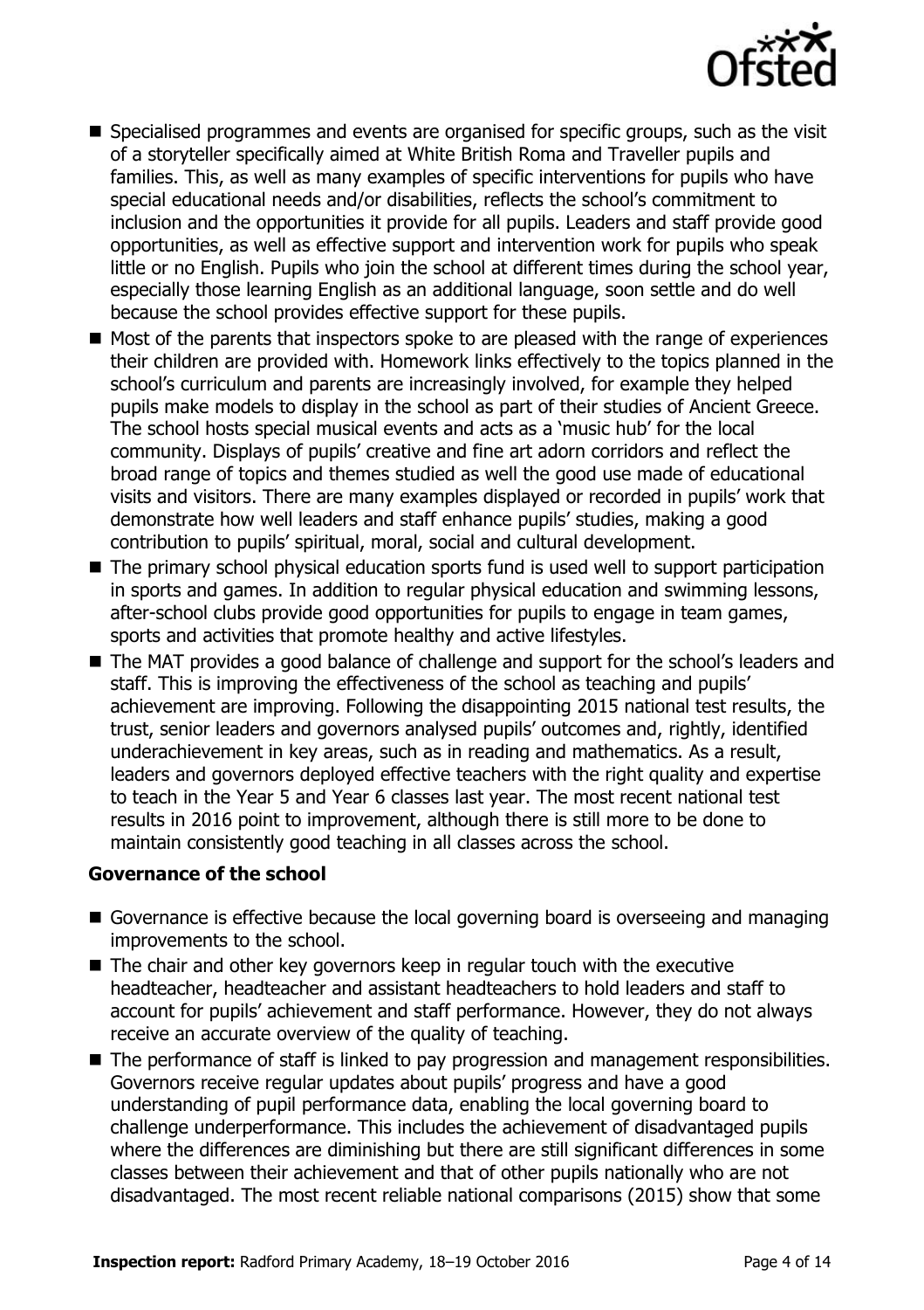- Specialised programmes and events are organised for specific groups, such as the visit of a storyteller specifically aimed at White British Roma and Traveller pupils and families. This, as well as many examples of specific interventions for pupils who have special educational needs and/or disabilities, reflects the school's commitment to inclusion and the opportunities it provide for all pupils. Leaders and staff provide good opportunities, as well as effective support and intervention work for pupils who speak little or no English. Pupils who join the school at different times during the school year, especially those learning English as an additional language, soon settle and do well because the school provides effective support for these pupils.
- Most of the parents that inspectors spoke to are pleased with the range of experiences their children are provided with. Homework links effectively to the topics planned in the school's curriculum and parents are increasingly involved, for example they helped pupils make models to display in the school as part of their studies of Ancient Greece. The school hosts special musical events and acts as a 'music hub' for the local community. Displays of pupils' creative and fine art adorn corridors and reflect the broad range of topics and themes studied as well the good use made of educational visits and visitors. There are many examples displayed or recorded in pupils' work that demonstrate how well leaders and staff enhance pupils' studies, making a good contribution to pupils' spiritual, moral, social and cultural development.
- The primary school physical education sports fund is used well to support participation in sports and games. In addition to regular physical education and swimming lessons, after-school clubs provide good opportunities for pupils to engage in team games, sports and activities that promote healthy and active lifestyles.
- The MAT provides a good balance of challenge and support for the school's leaders and staff. This is improving the effectiveness of the school as teaching and pupils' achievement are improving. Following the disappointing 2015 national test results, the trust, senior leaders and governors analysed pupils' outcomes and, rightly, identified underachievement in key areas, such as in reading and mathematics. As a result, leaders and governors deployed effective teachers with the right quality and expertise to teach in the Year 5 and Year 6 classes last year. The most recent national test results in 2016 point to improvement, although there is still more to be done to maintain consistently good teaching in all classes across the school.

### Governance of the school

- Governance is effective because the local governing board is overseeing and managing improvements to the school.
- The chair and other key governors keep in regular touch with the executive headteacher, headteacher and assistant headteachers to hold leaders and staff to account for pupils' achievement and staff performance. However, they do not always receive an accurate overview of the quality of teaching.
- The performance of staff is linked to pay progression and management responsibilities. Governors receive regular updates about pupils' progress and have a good understanding of pupil performance data, enabling the local governing board to challenge underperformance. This includes the achievement of disadvantaged pupils where the differences are diminishing but there are still significant differences in some classes between their achievement and that of other pupils nationally who are not disadvantaged. The most recent reliable national comparisons (2015) show that some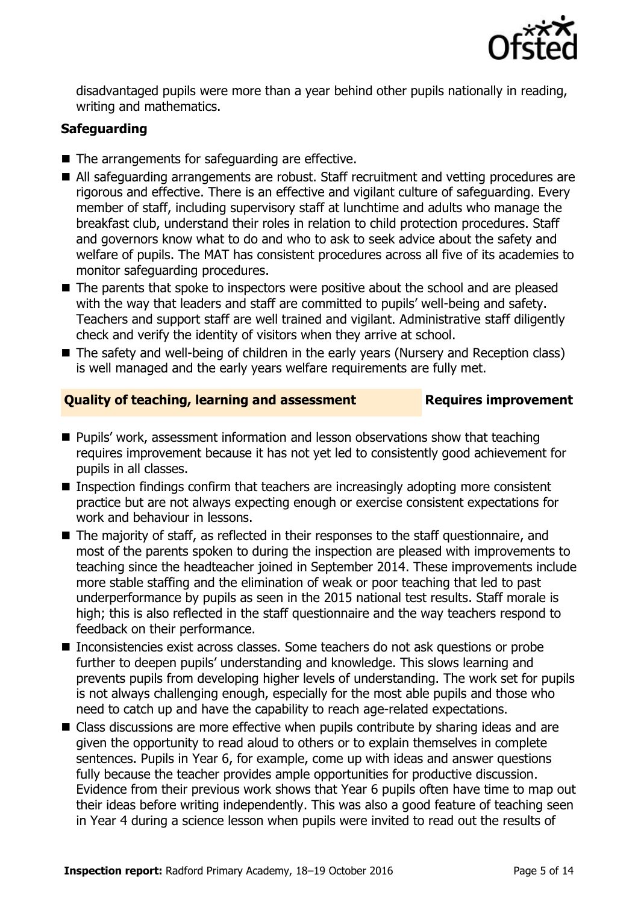disadvantaged pupils were more than a year behind other pupils nationally in reading, writing and mathematics.

### Safeguarding

- The arrangements for safeguarding are effective.
- All safeguarding arrangements are robust. Staff recruitment and vetting procedures are rigorous and effective. There is an effective and vigilant culture of safeguarding. Every member of staff, including supervisory staff at lunchtime and adults who manage the breakfast club, understand their roles in relation to child protection procedures. Staff and governors know what to do and who to ask to seek advice about the safety and welfare of pupils. The MAT has consistent procedures across all five of its academies to monitor safeguarding procedures.
- The parents that spoke to inspectors were positive about the school and are pleased with the way that leaders and staff are committed to pupils' well-being and safety. Teachers and support staff are well trained and vigilant. Administrative staff diligently check and verify the identity of visitors when they arrive at school.
- The safety and well-being of children in the early years (Nursery and Reception class) is well managed and the early years welfare requirements are fully met.

### Quality of teaching, learning and assessment — Requires improvement

- Pupils' work, assessment information and lesson observations show that teaching requires improvement because it has not yet led to consistently good achievement for pupils in all classes.
- Inspection findings confirm that teachers are increasingly adopting more consistent practice but are not always expecting enough or exercise consistent expectations for work and behaviour in lessons.
- The majority of staff, as reflected in their responses to the staff questionnaire, and most of the parents spoken to during the inspection are pleased with improvements to teaching since the headteacher joined in September 2014. These improvements include more stable staffing and the elimination of weak or poor teaching that led to past underperformance by pupils as seen in the 2015 national test results. Staff morale is high; this is also reflected in the staff questionnaire and the way teachers respond to feedback on their performance.
- Inconsistencies exist across classes. Some teachers do not ask questions or probe further to deepen pupils' understanding and knowledge. This slows learning and prevents pupils from developing higher levels of understanding. The work set for pupils is not always challenging enough, especially for the most able pupils and those who need to catch up and have the capability to reach age-related expectations.
- Class discussions are more effective when pupils contribute by sharing ideas and are given the opportunity to read aloud to others or to explain themselves in complete sentences. Pupils in Year 6, for example, come up with ideas and answer questions fully because the teacher provides ample opportunities for productive discussion. Evidence from their previous work shows that Year 6 pupils often have time to map out their ideas before writing independently. This was also a good feature of teaching seen in Year 4 during a science lesson when pupils were invited to read out the results of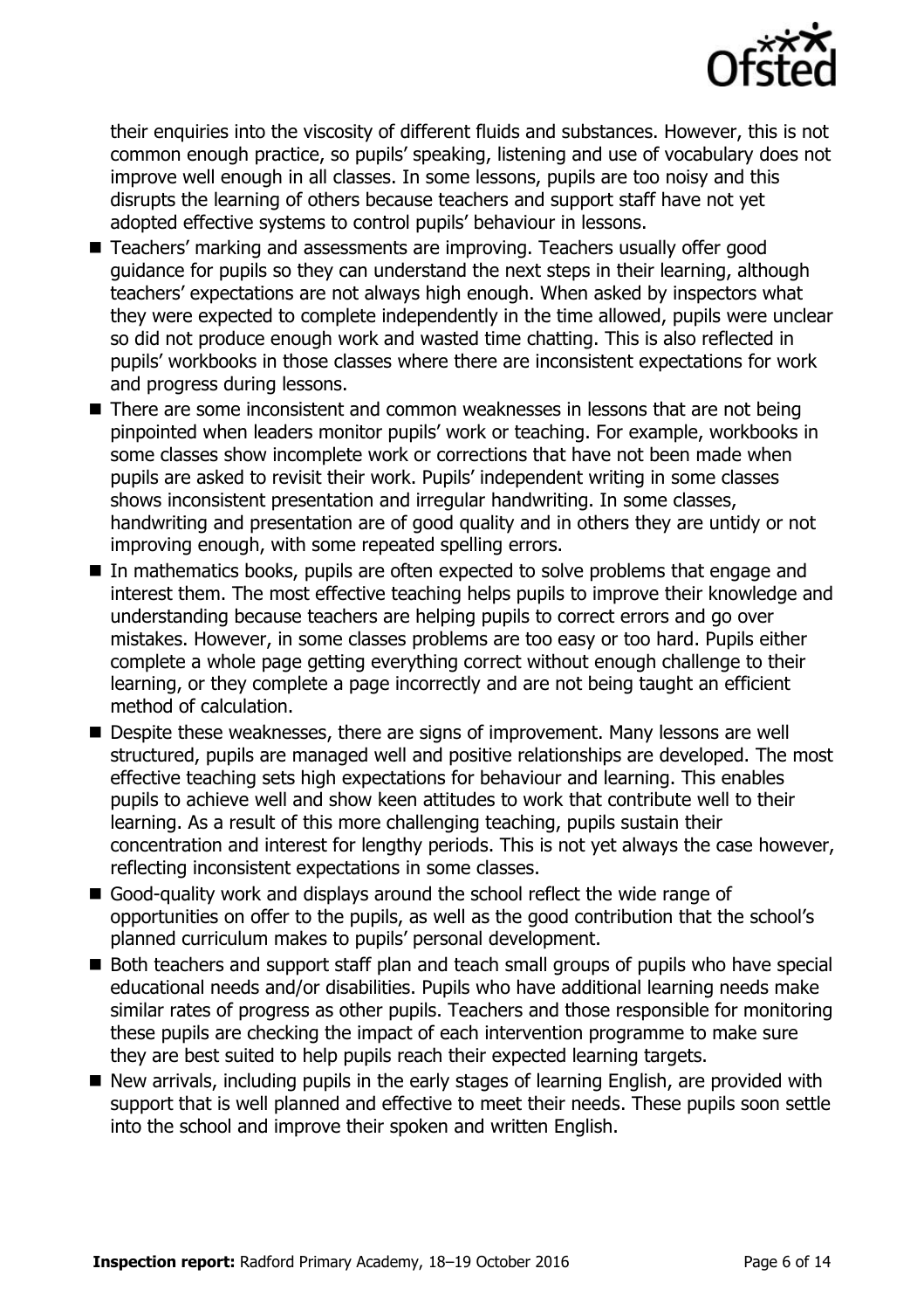their enquiries into the viscosity of different fluids and substances. However, this is not common enough practice, so pupils' speaking, listening and use of vocabulary does not improve well enough in all classes. In some lessons, pupils are too noisy and this disrupts the learning of others because teachers and support staff have not yet adopted effective systems to control pupils' behaviour in lessons.

- Teachers' marking and assessments are improving. Teachers usually offer good guidance for pupils so they can understand the next steps in their learning, although teachers' expectations are not always high enough. When asked by inspectors what they were expected to complete independently in the time allowed, pupils were unclear so did not produce enough work and wasted time chatting. This is also reflected in pupils' workbooks in those classes where there are inconsistent expectations for work and progress during lessons.
- There are some inconsistent and common weaknesses in lessons that are not being pinpointed when leaders monitor pupils' work or teaching. For example, workbooks in some classes show incomplete work or corrections that have not been made when pupils are asked to revisit their work. Pupils' independent writing in some classes shows inconsistent presentation and irregular handwriting. In some classes, handwriting and presentation are of good quality and in others they are untidy or not improving enough, with some repeated spelling errors.
- In mathematics books, pupils are often expected to solve problems that engage and interest them. The most effective teaching helps pupils to improve their knowledge and understanding because teachers are helping pupils to correct errors and go over mistakes. However, in some classes problems are too easy or too hard. Pupils either complete a whole page getting everything correct without enough challenge to their learning, or they complete a page incorrectly and are not being taught an efficient method of calculation.
- Despite these weaknesses, there are signs of improvement. Many lessons are well structured, pupils are managed well and positive relationships are developed. The most effective teaching sets high expectations for behaviour and learning. This enables pupils to achieve well and show keen attitudes to work that contribute well to their learning. As a result of this more challenging teaching, pupils sustain their concentration and interest for lengthy periods. This is not yet always the case however, reflecting inconsistent expectations in some classes.
- Good-quality work and displays around the school reflect the wide range of opportunities on offer to the pupils, as well as the good contribution that the school's planned curriculum makes to pupils' personal development.
- Both teachers and support staff plan and teach small groups of pupils who have special educational needs and/or disabilities. Pupils who have additional learning needs make similar rates of progress as other pupils. Teachers and those responsible for monitoring these pupils are checking the impact of each intervention programme to make sure they are best suited to help pupils reach their expected learning targets.
- New arrivals, including pupils in the early stages of learning English, are provided with support that is well planned and effective to meet their needs. These pupils soon settle into the school and improve their spoken and written English.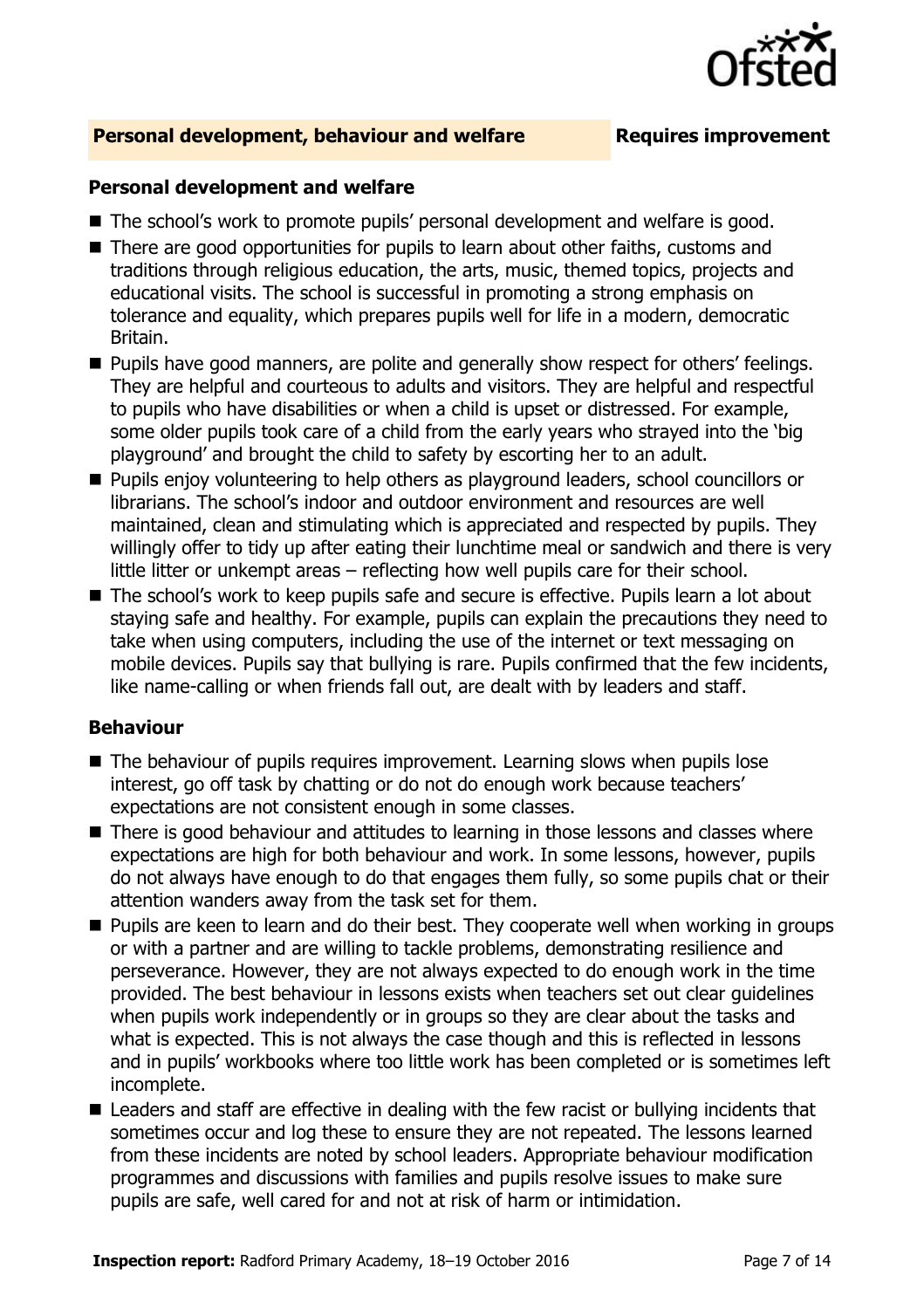## Personal development, behaviour and welfare — Requires improvement

### Personal development and welfare

- The school's work to promote pupils' personal development and welfare is good.
- There are good opportunities for pupils to learn about other faiths, customs and traditions through religious education, the arts, music, themed topics, projects and educational visits. The school is successful in promoting a strong emphasis on tolerance and equality, which prepares pupils well for life in a modern, democratic Britain.
- Pupils have good manners, are polite and generally show respect for others' feelings. They are helpful and courteous to adults and visitors. They are helpful and respectful to pupils who have disabilities or when a child is upset or distressed. For example, some older pupils took care of a child from the early years who strayed into the 'big playground' and brought the child to safety by escorting her to an adult.
- Pupils enjoy volunteering to help others as playground leaders, school councillors or librarians. The school's indoor and outdoor environment and resources are well maintained, clean and stimulating which is appreciated and respected by pupils. They willingly offer to tidy up after eating their lunchtime meal or sandwich and there is very little litter or unkempt areas – reflecting how well pupils care for their school.
- The school's work to keep pupils safe and secure is effective. Pupils learn a lot about staying safe and healthy. For example, pupils can explain the precautions they need to take when using computers, including the use of the internet or text messaging on mobile devices. Pupils say that bullying is rare. Pupils confirmed that the few incidents, like name-calling or when friends fall out, are dealt with by leaders and staff.

### Behaviour

- The behaviour of pupils requires improvement. Learning slows when pupils lose interest, go off task by chatting or do not do enough work because teachers' expectations are not consistent enough in some classes.
- There is good behaviour and attitudes to learning in those lessons and classes where expectations are high for both behaviour and work. In some lessons, however, pupils do not always have enough to do that engages them fully, so some pupils chat or their attention wanders away from the task set for them.
- Pupils are keen to learn and do their best. They cooperate well when working in groups or with a partner and are willing to tackle problems, demonstrating resilience and perseverance. However, they are not always expected to do enough work in the time provided. The best behaviour in lessons exists when teachers set out clear guidelines when pupils work independently or in groups so they are clear about the tasks and what is expected. This is not always the case though and this is reflected in lessons and in pupils' workbooks where too little work has been completed or is sometimes left incomplete.
- Leaders and staff are effective in dealing with the few racist or bullying incidents that sometimes occur and log these to ensure they are not repeated. The lessons learned from these incidents are noted by school leaders. Appropriate behaviour modification programmes and discussions with families and pupils resolve issues to make sure pupils are safe, well cared for and not at risk of harm or intimidation.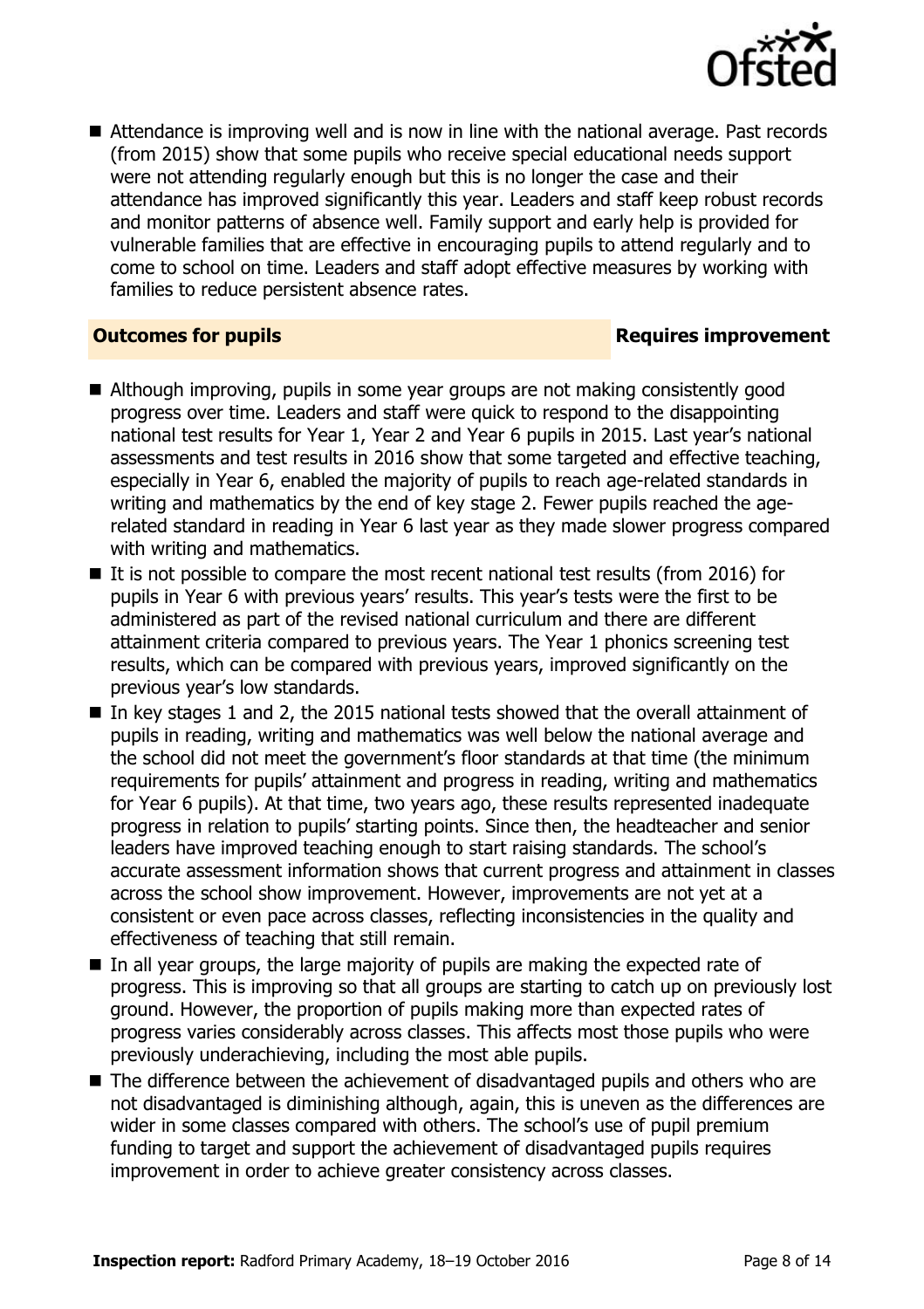- Attendance is improving well and is now in line with the national average. Past records (from 2015) show that some pupils who receive special educational needs support were not attending regularly enough but this is no longer the case and their attendance has improved significantly this year. Leaders and staff keep robust records and monitor patterns of absence well. Family support and early help is provided for vulnerable families that are effective in encouraging pupils to attend regularly and to come to school on time. Leaders and staff adopt effective measures by working with families to reduce persistent absence rates.

**Outcomes for pupils** **Requires improvement**

- Although improving, pupils in some year groups are not making consistently good progress over time. Leaders and staff were quick to respond to the disappointing national test results for Year 1, Year 2 and Year 6 pupils in 2015. Last year's national assessments and test results in 2016 show that some targeted and effective teaching, especially in Year 6, enabled the majority of pupils to reach age-related standards in writing and mathematics by the end of key stage 2. Fewer pupils reached the age-related standard in reading in Year 6 last year as they made slower progress compared with writing and mathematics.
- It is not possible to compare the most recent national test results (from 2016) for pupils in Year 6 with previous years' results. This year's tests were the first to be administered as part of the revised national curriculum and there are different attainment criteria compared to previous years. The Year 1 phonics screening test results, which can be compared with previous years, improved significantly on the previous year's low standards.
- In key stages 1 and 2, the 2015 national tests showed that the overall attainment of pupils in reading, writing and mathematics was well below the national average and the school did not meet the government's floor standards at that time (the minimum requirements for pupils' attainment and progress in reading, writing and mathematics for Year 6 pupils). At that time, two years ago, these results represented inadequate progress in relation to pupils' starting points. Since then, the headteacher and senior leaders have improved teaching enough to start raising standards. The school's accurate assessment information shows that current progress and attainment in classes across the school show improvement. However, improvements are not yet at a consistent or even pace across classes, reflecting inconsistencies in the quality and effectiveness of teaching that still remain.
- In all year groups, the large majority of pupils are making the expected rate of progress. This is improving so that all groups are starting to catch up on previously lost ground. However, the proportion of pupils making more than expected rates of progress varies considerably across classes. This affects most those pupils who were previously underachieving, including the most able pupils.
- The difference between the achievement of disadvantaged pupils and others who are not disadvantaged is diminishing although, again, this is uneven as the differences are wider in some classes compared with others. The school's use of pupil premium funding to target and support the achievement of disadvantaged pupils requires improvement in order to achieve greater consistency across classes.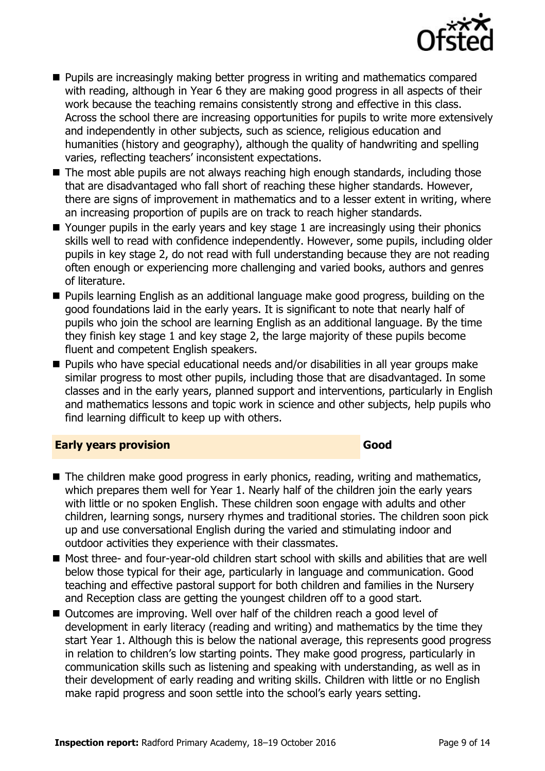- Pupils are increasingly making better progress in writing and mathematics compared with reading, although in Year 6 they are making good progress in all aspects of their work because the teaching remains consistently strong and effective in this class. Across the school there are increasing opportunities for pupils to write more extensively and independently in other subjects, such as science, religious education and humanities (history and geography), although the quality of handwriting and spelling varies, reflecting teachers' inconsistent expectations.
- The most able pupils are not always reaching high enough standards, including those that are disadvantaged who fall short of reaching these higher standards. However, there are signs of improvement in mathematics and to a lesser extent in writing, where an increasing proportion of pupils are on track to reach higher standards.
- Younger pupils in the early years and key stage 1 are increasingly using their phonics skills well to read with confidence independently. However, some pupils, including older pupils in key stage 2, do not read with full understanding because they are not reading often enough or experiencing more challenging and varied books, authors and genres of literature.
- Pupils learning English as an additional language make good progress, building on the good foundations laid in the early years. It is significant to note that nearly half of pupils who join the school are learning English as an additional language. By the time they finish key stage 1 and key stage 2, the large majority of these pupils become fluent and competent English speakers.
- Pupils who have special educational needs and/or disabilities in all year groups make similar progress to most other pupils, including those that are disadvantaged. In some classes and in the early years, planned support and interventions, particularly in English and mathematics lessons and topic work in science and other subjects, help pupils who find learning difficult to keep up with others.

## Early years provision — Good

- The children make good progress in early phonics, reading, writing and mathematics, which prepares them well for Year 1. Nearly half of the children join the early years with little or no spoken English. These children soon engage with adults and other children, learning songs, nursery rhymes and traditional stories. The children soon pick up and use conversational English during the varied and stimulating indoor and outdoor activities they experience with their classmates.
- Most three- and four-year-old children start school with skills and abilities that are well below those typical for their age, particularly in language and communication. Good teaching and effective pastoral support for both children and families in the Nursery and Reception class are getting the youngest children off to a good start.
- Outcomes are improving. Well over half of the children reach a good level of development in early literacy (reading and writing) and mathematics by the time they start Year 1. Although this is below the national average, this represents good progress in relation to children's low starting points. They make good progress, particularly in communication skills such as listening and speaking with understanding, as well as in their development of early reading and writing skills. Children with little or no English make rapid progress and soon settle into the school's early years setting.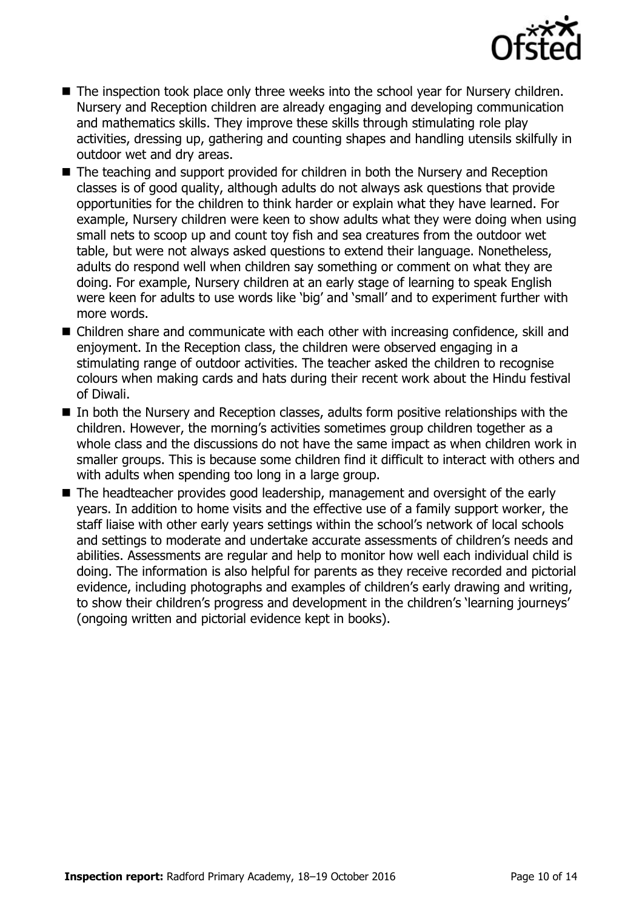- The inspection took place only three weeks into the school year for Nursery children. Nursery and Reception children are already engaging and developing communication and mathematics skills. They improve these skills through stimulating role play activities, dressing up, gathering and counting shapes and handling utensils skilfully in outdoor wet and dry areas.
- The teaching and support provided for children in both the Nursery and Reception classes is of good quality, although adults do not always ask questions that provide opportunities for the children to think harder or explain what they have learned. For example, Nursery children were keen to show adults what they were doing when using small nets to scoop up and count toy fish and sea creatures from the outdoor wet table, but were not always asked questions to extend their language. Nonetheless, adults do respond well when children say something or comment on what they are doing. For example, Nursery children at an early stage of learning to speak English were keen for adults to use words like 'big' and 'small' and to experiment further with more words.
- Children share and communicate with each other with increasing confidence, skill and enjoyment. In the Reception class, the children were observed engaging in a stimulating range of outdoor activities. The teacher asked the children to recognise colours when making cards and hats during their recent work about the Hindu festival of Diwali.
- In both the Nursery and Reception classes, adults form positive relationships with the children. However, the morning's activities sometimes group children together as a whole class and the discussions do not have the same impact as when children work in smaller groups. This is because some children find it difficult to interact with others and with adults when spending too long in a large group.
- The headteacher provides good leadership, management and oversight of the early years. In addition to home visits and the effective use of a family support worker, the staff liaise with other early years settings within the school's network of local schools and settings to moderate and undertake accurate assessments of children's needs and abilities. Assessments are regular and help to monitor how well each individual child is doing. The information is also helpful for parents as they receive recorded and pictorial evidence, including photographs and examples of children's early drawing and writing, to show their children's progress and development in the children's 'learning journeys' (ongoing written and pictorial evidence kept in books).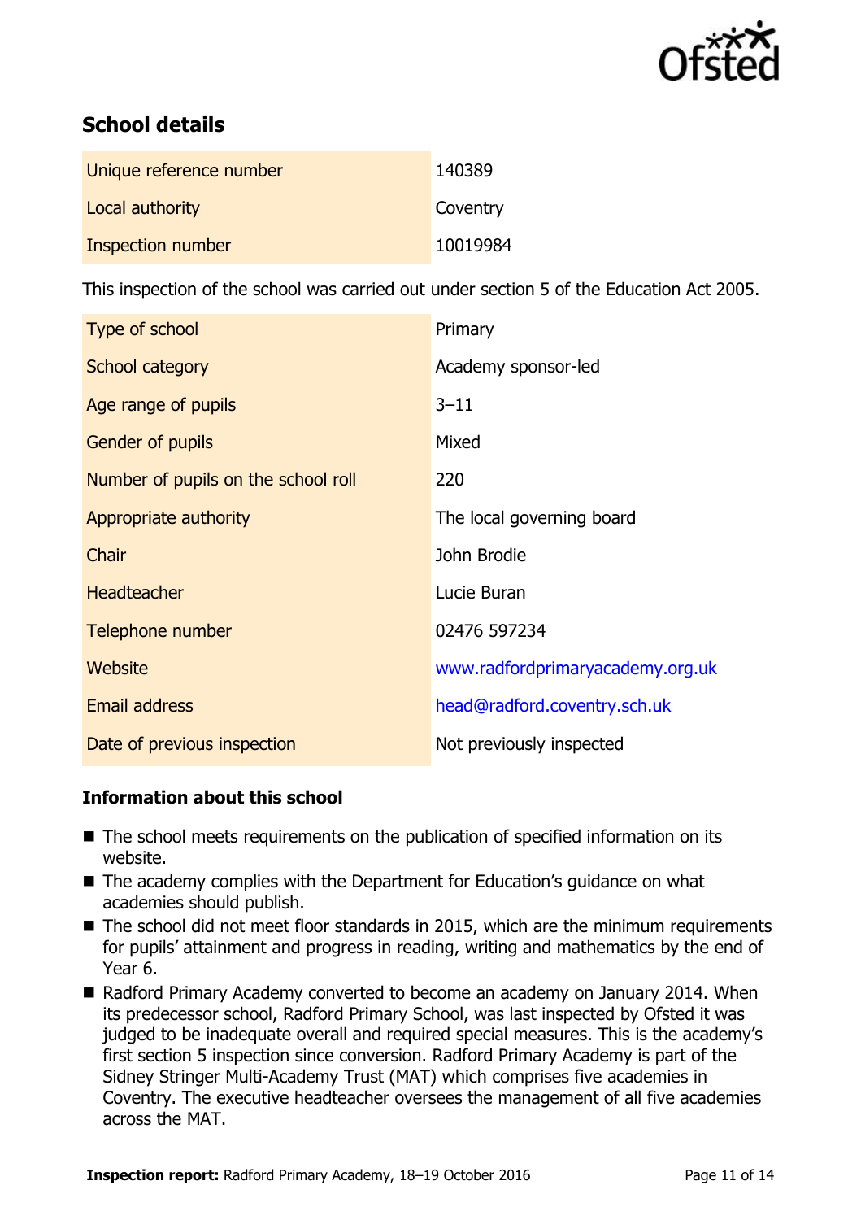## School details

| | |
|---|---|
| Unique reference number | 140389 |
| Local authority | Coventry |
| Inspection number | 10019984 |

This inspection of the school was carried out under section 5 of the Education Act 2005.

| | |
|---|---|
| Type of school | Primary |
| School category | Academy sponsor-led |
| Age range of pupils | 3–11 |
| Gender of pupils | Mixed |
| Number of pupils on the school roll | 220 |
| Appropriate authority | The local governing board |
| Chair | John Brodie |
| Headteacher | Lucie Buran |
| Telephone number | 02476 597234 |
| Website | www.radfordprimaryacademy.org.uk |
| Email address | head@radford.coventry.sch.uk |
| Date of previous inspection | Not previously inspected |

### Information about this school

- The school meets requirements on the publication of specified information on its website.
- The academy complies with the Department for Education's guidance on what academies should publish.
- The school did not meet floor standards in 2015, which are the minimum requirements for pupils' attainment and progress in reading, writing and mathematics by the end of Year 6.
- Radford Primary Academy converted to become an academy on January 2014. When its predecessor school, Radford Primary School, was last inspected by Ofsted it was judged to be inadequate overall and required special measures. This is the academy's first section 5 inspection since conversion. Radford Primary Academy is part of the Sidney Stringer Multi-Academy Trust (MAT) which comprises five academies in Coventry. The executive headteacher oversees the management of all five academies across the MAT.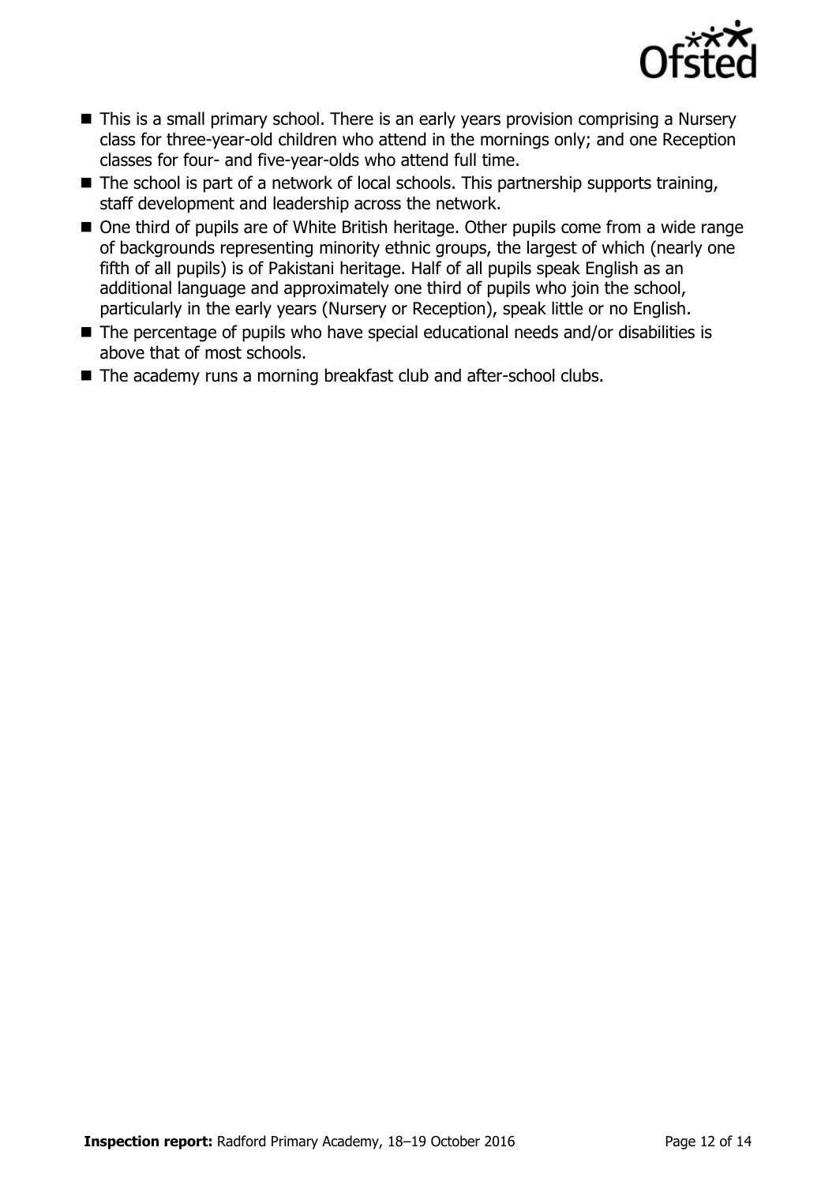- This is a small primary school. There is an early years provision comprising a Nursery class for three-year-old children who attend in the mornings only; and one Reception classes for four- and five-year-olds who attend full time.
- The school is part of a network of local schools. This partnership supports training, staff development and leadership across the network.
- One third of pupils are of White British heritage. Other pupils come from a wide range of backgrounds representing minority ethnic groups, the largest of which (nearly one fifth of all pupils) is of Pakistani heritage. Half of all pupils speak English as an additional language and approximately one third of pupils who join the school, particularly in the early years (Nursery or Reception), speak little or no English.
- The percentage of pupils who have special educational needs and/or disabilities is above that of most schools.
- The academy runs a morning breakfast club and after-school clubs.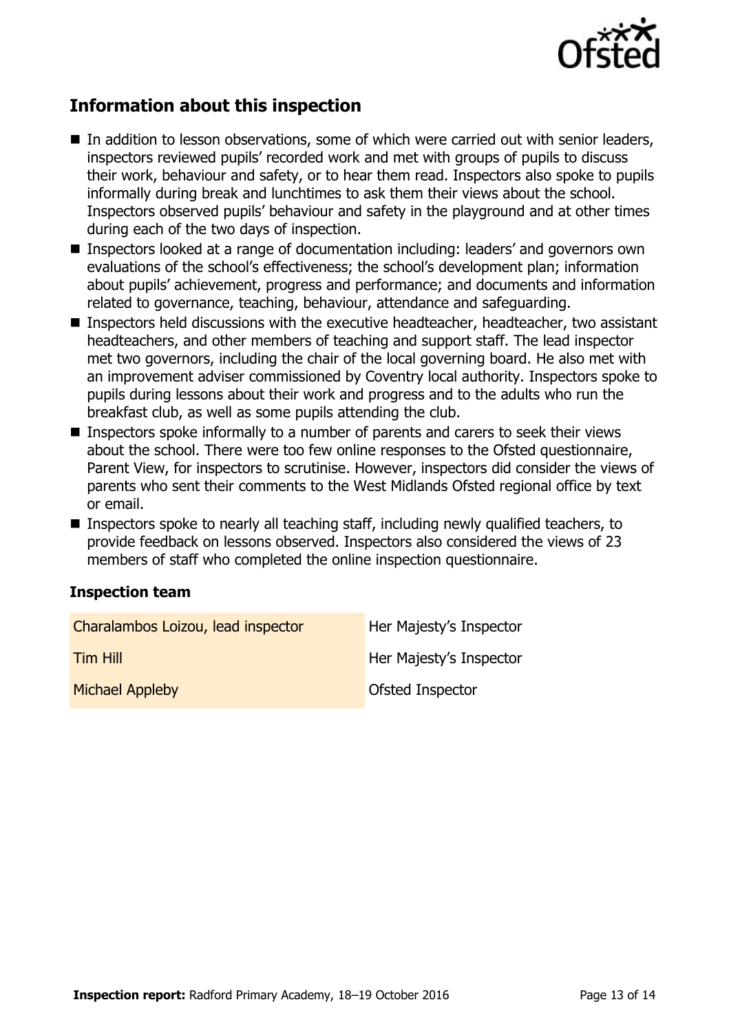## Information about this inspection

- In addition to lesson observations, some of which were carried out with senior leaders, inspectors reviewed pupils' recorded work and met with groups of pupils to discuss their work, behaviour and safety, or to hear them read. Inspectors also spoke to pupils informally during break and lunchtimes to ask them their views about the school. Inspectors observed pupils' behaviour and safety in the playground and at other times during each of the two days of inspection.
- Inspectors looked at a range of documentation including: leaders' and governors own evaluations of the school's effectiveness; the school's development plan; information about pupils' achievement, progress and performance; and documents and information related to governance, teaching, behaviour, attendance and safeguarding.
- Inspectors held discussions with the executive headteacher, headteacher, two assistant headteachers, and other members of teaching and support staff. The lead inspector met two governors, including the chair of the local governing board. He also met with an improvement adviser commissioned by Coventry local authority. Inspectors spoke to pupils during lessons about their work and progress and to the adults who run the breakfast club, as well as some pupils attending the club.
- Inspectors spoke informally to a number of parents and carers to seek their views about the school. There were too few online responses to the Ofsted questionnaire, Parent View, for inspectors to scrutinise. However, inspectors did consider the views of parents who sent their comments to the West Midlands Ofsted regional office by text or email.
- Inspectors spoke to nearly all teaching staff, including newly qualified teachers, to provide feedback on lessons observed. Inspectors also considered the views of 23 members of staff who completed the online inspection questionnaire.

### Inspection team

| | |
|---|---|
| Charalambos Loizou, lead inspector | Her Majesty's Inspector |
| Tim Hill | Her Majesty's Inspector |
| Michael Appleby | Ofsted Inspector |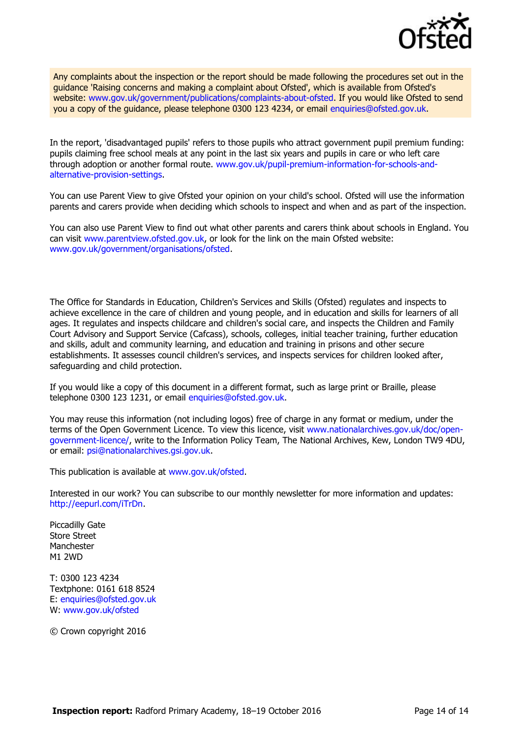Any complaints about the inspection or the report should be made following the procedures set out in the guidance 'Raising concerns and making a complaint about Ofsted', which is available from Ofsted's website: www.gov.uk/government/publications/complaints-about-ofsted. If you would like Ofsted to send you a copy of the guidance, please telephone 0300 123 4234, or email enquiries@ofsted.gov.uk.

In the report, 'disadvantaged pupils' refers to those pupils who attract government pupil premium funding: pupils claiming free school meals at any point in the last six years and pupils in care or who left care through adoption or another formal route. www.gov.uk/pupil-premium-information-for-schools-and-alternative-provision-settings.

You can use Parent View to give Ofsted your opinion on your child's school. Ofsted will use the information parents and carers provide when deciding which schools to inspect and when and as part of the inspection.

You can also use Parent View to find out what other parents and carers think about schools in England. You can visit www.parentview.ofsted.gov.uk, or look for the link on the main Ofsted website: www.gov.uk/government/organisations/ofsted.

The Office for Standards in Education, Children's Services and Skills (Ofsted) regulates and inspects to achieve excellence in the care of children and young people, and in education and skills for learners of all ages. It regulates and inspects childcare and children's social care, and inspects the Children and Family Court Advisory and Support Service (Cafcass), schools, colleges, initial teacher training, further education and skills, adult and community learning, and education and training in prisons and other secure establishments. It assesses council children's services, and inspects services for children looked after, safeguarding and child protection.

If you would like a copy of this document in a different format, such as large print or Braille, please telephone 0300 123 1231, or email enquiries@ofsted.gov.uk.

You may reuse this information (not including logos) free of charge in any format or medium, under the terms of the Open Government Licence. To view this licence, visit www.nationalarchives.gov.uk/doc/open-government-licence/, write to the Information Policy Team, The National Archives, Kew, London TW9 4DU, or email: psi@nationalarchives.gsi.gov.uk.

This publication is available at www.gov.uk/ofsted.

Interested in our work? You can subscribe to our monthly newsletter for more information and updates: http://eepurl.com/iTrDn.

Piccadilly Gate
Store Street
Manchester
M1 2WD

T: 0300 123 4234
Textphone: 0161 618 8524
E: enquiries@ofsted.gov.uk
W: www.gov.uk/ofsted

© Crown copyright 2016